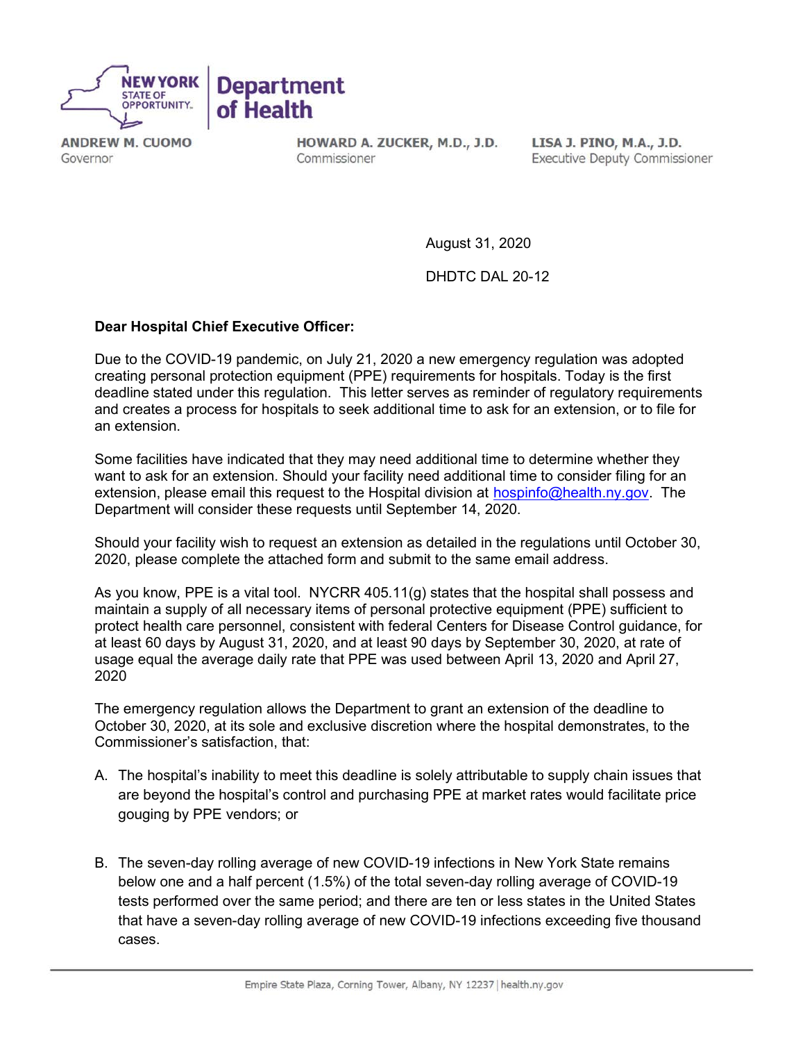NEW YORK STATE OF OPPORTUNITY. | Department of Health

ANDREW M. CUOMO
Governor

HOWARD A. ZUCKER, M.D., J.D.
Commissioner

LISA J. PINO, M.A., J.D.
Executive Deputy Commissioner

August 31, 2020

DHDTC DAL 20-12

**Dear Hospital Chief Executive Officer:**

Due to the COVID-19 pandemic, on July 21, 2020 a new emergency regulation was adopted creating personal protection equipment (PPE) requirements for hospitals. Today is the first deadline stated under this regulation. This letter serves as reminder of regulatory requirements and creates a process for hospitals to seek additional time to ask for an extension, or to file for an extension.

Some facilities have indicated that they may need additional time to determine whether they want to ask for an extension. Should your facility need additional time to consider filing for an extension, please email this request to the Hospital division at hospinfo@health.ny.gov. The Department will consider these requests until September 14, 2020.

Should your facility wish to request an extension as detailed in the regulations until October 30, 2020, please complete the attached form and submit to the same email address.

As you know, PPE is a vital tool. NYCRR 405.11(g) states that the hospital shall possess and maintain a supply of all necessary items of personal protective equipment (PPE) sufficient to protect health care personnel, consistent with federal Centers for Disease Control guidance, for at least 60 days by August 31, 2020, and at least 90 days by September 30, 2020, at rate of usage equal the average daily rate that PPE was used between April 13, 2020 and April 27, 2020

The emergency regulation allows the Department to grant an extension of the deadline to October 30, 2020, at its sole and exclusive discretion where the hospital demonstrates, to the Commissioner's satisfaction, that:

A. The hospital's inability to meet this deadline is solely attributable to supply chain issues that are beyond the hospital's control and purchasing PPE at market rates would facilitate price gouging by PPE vendors; or

B. The seven-day rolling average of new COVID-19 infections in New York State remains below one and a half percent (1.5%) of the total seven-day rolling average of COVID-19 tests performed over the same period; and there are ten or less states in the United States that have a seven-day rolling average of new COVID-19 infections exceeding five thousand cases.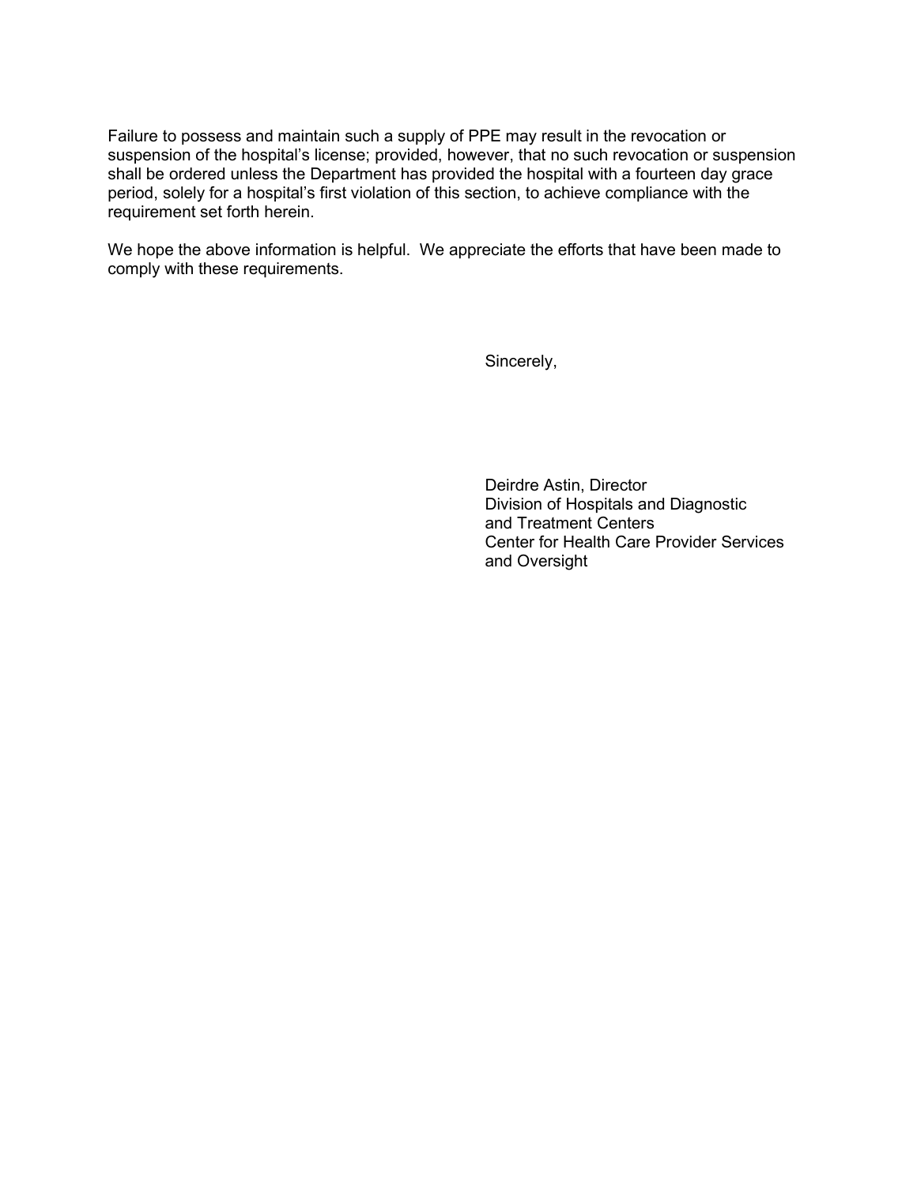Failure to possess and maintain such a supply of PPE may result in the revocation or suspension of the hospital's license; provided, however, that no such revocation or suspension shall be ordered unless the Department has provided the hospital with a fourteen day grace period, solely for a hospital's first violation of this section, to achieve compliance with the requirement set forth herein.

We hope the above information is helpful. We appreciate the efforts that have been made to comply with these requirements.

Sincerely,

Deirdre Astin, Director
Division of Hospitals and Diagnostic
and Treatment Centers
Center for Health Care Provider Services
and Oversight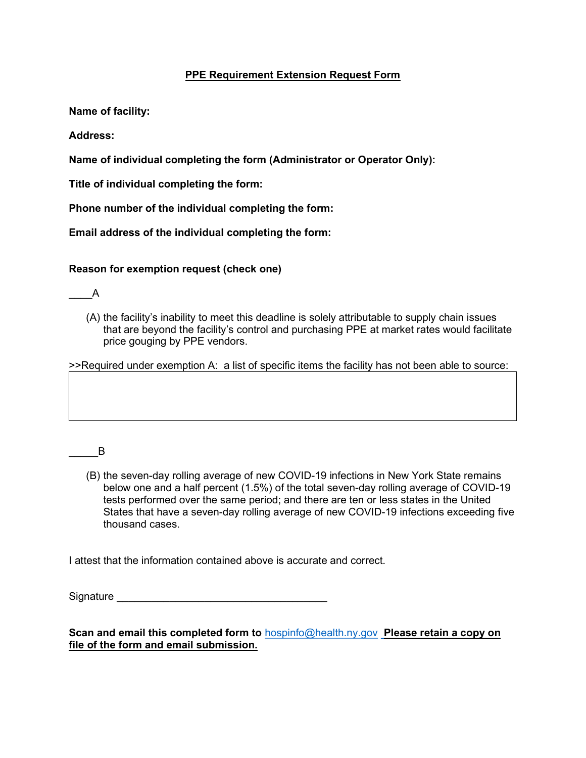# PPE Requirement Extension Request Form

**Name of facility:**

**Address:**

**Name of individual completing the form (Administrator or Operator Only):**

**Title of individual completing the form:**

**Phone number of the individual completing the form:**

**Email address of the individual completing the form:**

**Reason for exemption request (check one)**

____A

(A) the facility's inability to meet this deadline is solely attributable to supply chain issues that are beyond the facility's control and purchasing PPE at market rates would facilitate price gouging by PPE vendors.

>>Required under exemption A: a list of specific items the facility has not been able to source:

| |
|---|
| |

_____B

(B) the seven-day rolling average of new COVID-19 infections in New York State remains below one and a half percent (1.5%) of the total seven-day rolling average of COVID-19 tests performed over the same period; and there are ten or less states in the United States that have a seven-day rolling average of new COVID-19 infections exceeding five thousand cases.

I attest that the information contained above is accurate and correct.

Signature ____________________________________

**Scan and email this completed form to** hospinfo@health.ny.gov **Please retain a copy on file of the form and email submission.**